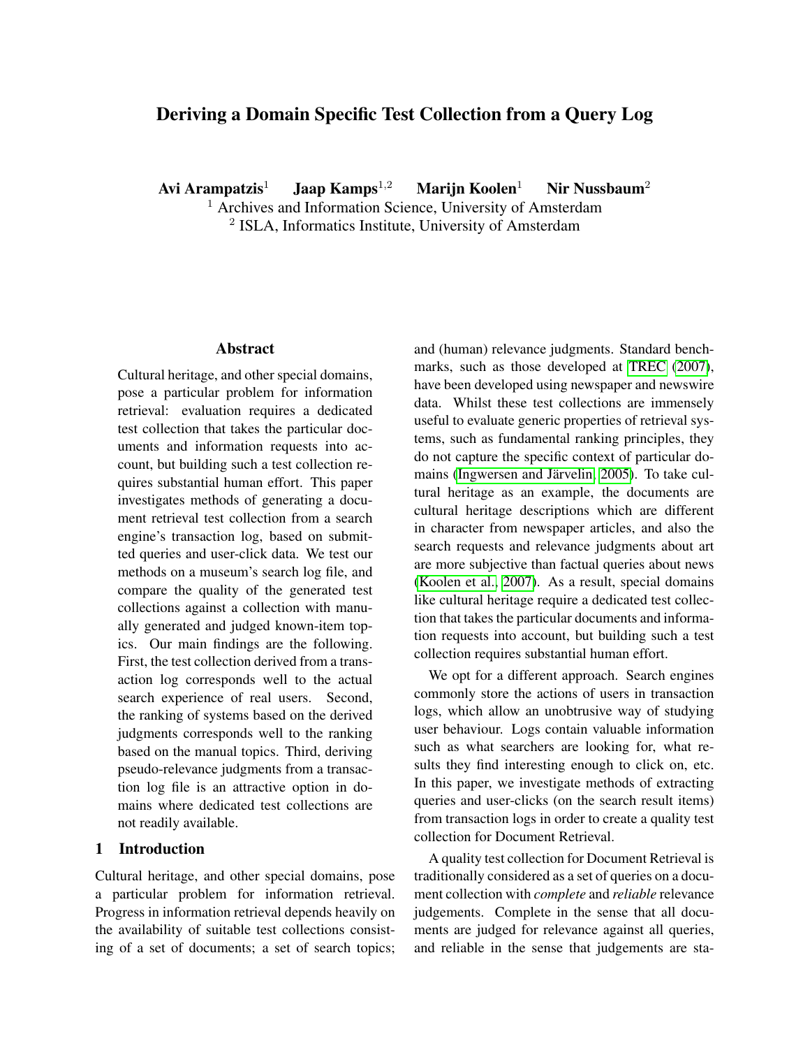# Deriving a Domain Specific Test Collection from a Query Log

**Avi Arampatzis**[1] **Jaap Kamps**[1,2] **Marijn Koolen**[1] **Nir Nussbaum**[2]

[1] Archives and Information Science, University of Amsterdam

[2] ISLA, Informatics Institute, University of Amsterdam

## Abstract

Cultural heritage, and other special domains, pose a particular problem for information retrieval: evaluation requires a dedicated test collection that takes the particular documents and information requests into account, but building such a test collection requires substantial human effort. This paper investigates methods of generating a document retrieval test collection from a search engine's transaction log, based on submitted queries and user-click data. We test our methods on a museum's search log file, and compare the quality of the generated test collections against a collection with manually generated and judged known-item topics. Our main findings are the following. First, the test collection derived from a transaction log corresponds well to the actual search experience of real users. Second, the ranking of systems based on the derived judgments corresponds well to the ranking based on the manual topics. Third, deriving pseudo-relevance judgments from a transaction log file is an attractive option in domains where dedicated test collections are not readily available.

## 1 Introduction

Cultural heritage, and other special domains, pose a particular problem for information retrieval. Progress in information retrieval depends heavily on the availability of suitable test collections consisting of a set of documents; a set of search topics; and (human) relevance judgments. Standard benchmarks, such as those developed at TREC (2007), have been developed using newspaper and newswire data. Whilst these test collections are immensely useful to evaluate generic properties of retrieval systems, such as fundamental ranking principles, they do not capture the specific context of particular domains (Ingwersen and Järvelin, 2005). To take cultural heritage as an example, the documents are cultural heritage descriptions which are different in character from newspaper articles, and also the search requests and relevance judgments about art are more subjective than factual queries about news (Koolen et al., 2007). As a result, special domains like cultural heritage require a dedicated test collection that takes the particular documents and information requests into account, but building such a test collection requires substantial human effort.

We opt for a different approach. Search engines commonly store the actions of users in transaction logs, which allow an unobtrusive way of studying user behaviour. Logs contain valuable information such as what searchers are looking for, what results they find interesting enough to click on, etc. In this paper, we investigate methods of extracting queries and user-clicks (on the search result items) from transaction logs in order to create a quality test collection for Document Retrieval.

A quality test collection for Document Retrieval is traditionally considered as a set of queries on a document collection with *complete* and *reliable* relevance judgements. Complete in the sense that all documents are judged for relevance against all queries, and reliable in the sense that judgements are sta-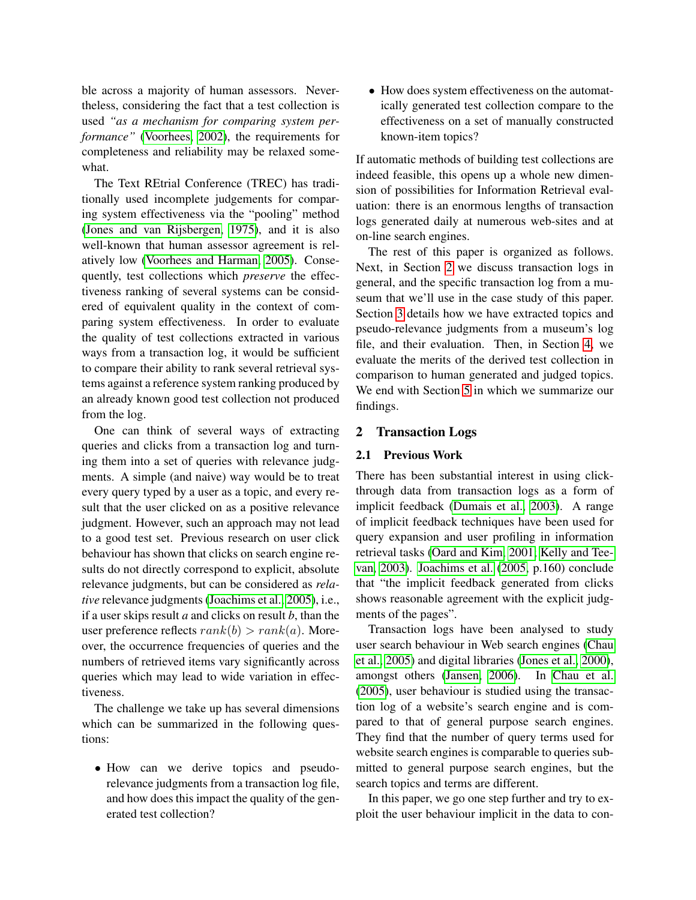ble across a majority of human assessors. Nevertheless, considering the fact that a test collection is used *"as a mechanism for comparing system performance"* (Voorhees, 2002), the requirements for completeness and reliability may be relaxed somewhat.

The Text REtrial Conference (TREC) has traditionally used incomplete judgements for comparing system effectiveness via the "pooling" method (Jones and van Rijsbergen, 1975), and it is also well-known that human assessor agreement is relatively low (Voorhees and Harman, 2005). Consequently, test collections which *preserve* the effectiveness ranking of several systems can be considered of equivalent quality in the context of comparing system effectiveness. In order to evaluate the quality of test collections extracted in various ways from a transaction log, it would be sufficient to compare their ability to rank several retrieval systems against a reference system ranking produced by an already known good test collection not produced from the log.

One can think of several ways of extracting queries and clicks from a transaction log and turning them into a set of queries with relevance judgments. A simple (and naive) way would be to treat every query typed by a user as a topic, and every result that the user clicked on as a positive relevance judgment. However, such an approach may not lead to a good test set. Previous research on user click behaviour has shown that clicks on search engine results do not directly correspond to explicit, absolute relevance judgments, but can be considered as *relative* relevance judgments (Joachims et al., 2005), i.e., if a user skips result *a* and clicks on result *b*, than the user preference reflects $rank(b) > rank(a)$. Moreover, the occurrence frequencies of queries and the numbers of retrieved items vary significantly across queries which may lead to wide variation in effectiveness.

The challenge we take up has several dimensions which can be summarized in the following questions:

- How can we derive topics and pseudo-relevance judgments from a transaction log file, and how does this impact the quality of the generated test collection?
- How does system effectiveness on the automatically generated test collection compare to the effectiveness on a set of manually constructed known-item topics?

If automatic methods of building test collections are indeed feasible, this opens up a whole new dimension of possibilities for Information Retrieval evaluation: there is an enormous lengths of transaction logs generated daily at numerous web-sites and at on-line search engines.

The rest of this paper is organized as follows. Next, in Section 2 we discuss transaction logs in general, and the specific transaction log from a museum that we'll use in the case study of this paper. Section 3 details how we have extracted topics and pseudo-relevance judgments from a museum's log file, and their evaluation. Then, in Section 4, we evaluate the merits of the derived test collection in comparison to human generated and judged topics. We end with Section 5 in which we summarize our findings.

## 2 Transaction Logs

### 2.1 Previous Work

There has been substantial interest in using click-through data from transaction logs as a form of implicit feedback (Dumais et al., 2003). A range of implicit feedback techniques have been used for query expansion and user profiling in information retrieval tasks (Oard and Kim, 2001; Kelly and Teevan, 2003). Joachims et al. (2005, p.160) conclude that "the implicit feedback generated from clicks shows reasonable agreement with the explicit judgments of the pages".

Transaction logs have been analysed to study user search behaviour in Web search engines (Chau et al., 2005) and digital libraries (Jones et al., 2000), amongst others (Jansen, 2006). In Chau et al. (2005), user behaviour is studied using the transaction log of a website's search engine and is compared to that of general purpose search engines. They find that the number of query terms used for website search engines is comparable to queries submitted to general purpose search engines, but the search topics and terms are different.

In this paper, we go one step further and try to exploit the user behaviour implicit in the data to con-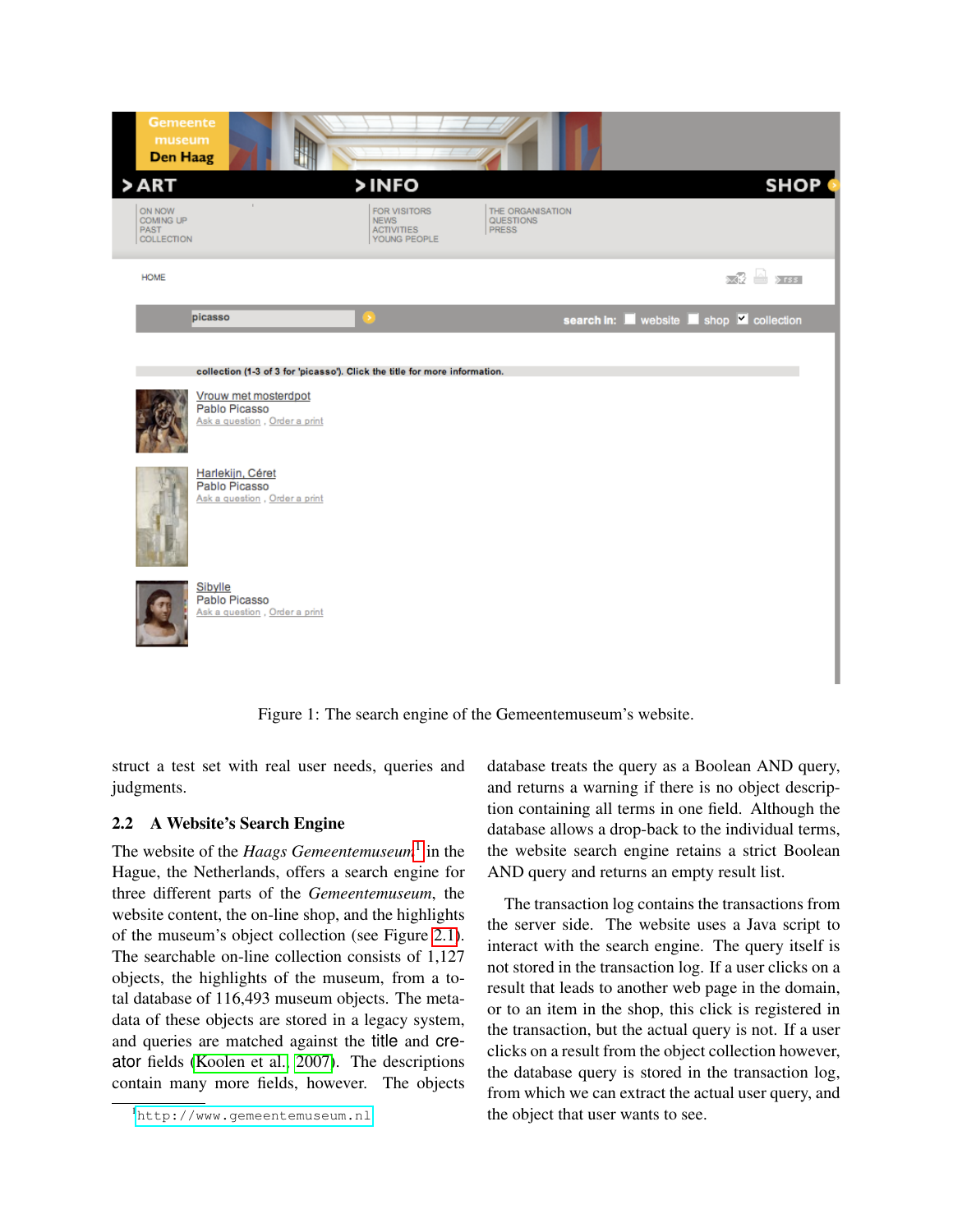Figure 1: The search engine of the Gemeentemuseum's website.

struct a test set with real user needs, queries and judgments.

### 2.2 A Website's Search Engine

The website of the *Haags Gemeentemuseum*[1] in the Hague, the Netherlands, offers a search engine for three different parts of the *Gemeentemuseum*, the website content, the on-line shop, and the highlights of the museum's object collection (see Figure 2.1). The searchable on-line collection consists of 1,127 objects, the highlights of the museum, from a total database of 116,493 museum objects. The metadata of these objects are stored in a legacy system, and queries are matched against the title and creator fields (Koolen et al., 2007). The descriptions contain many more fields, however. The objects database treats the query as a Boolean AND query, and returns a warning if there is no object description containing all terms in one field. Although the database allows a drop-back to the individual terms, the website search engine retains a strict Boolean AND query and returns an empty result list.

The transaction log contains the transactions from the server side. The website uses a Java script to interact with the search engine. The query itself is not stored in the transaction log. If a user clicks on a result that leads to another web page in the domain, or to an item in the shop, this click is registered in the transaction, but the actual query is not. If a user clicks on a result from the object collection however, the database query is stored in the transaction log, from which we can extract the actual user query, and the object that user wants to see.

[1] http://www.gemeentemuseum.nl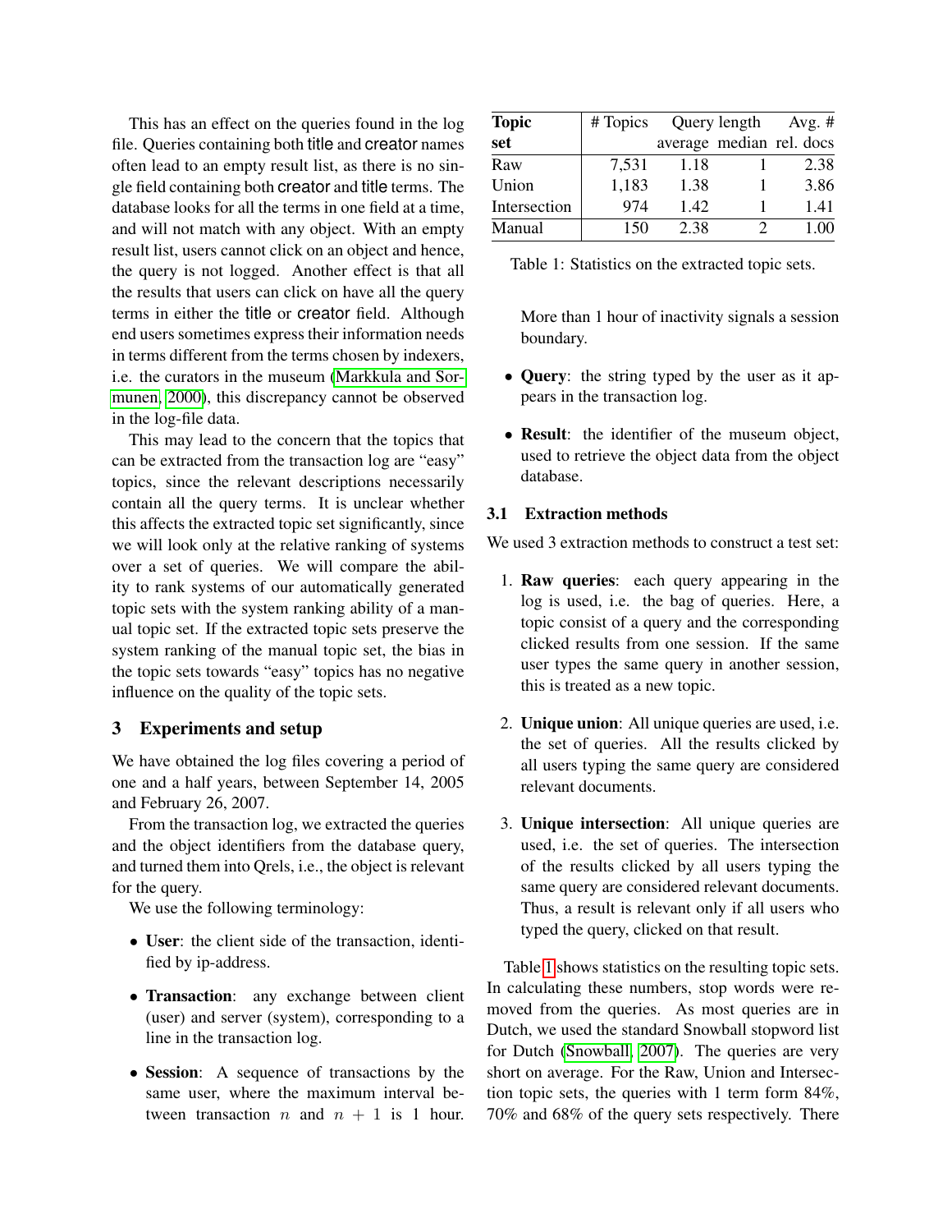This has an effect on the queries found in the log file. Queries containing both title and creator names often lead to an empty result list, as there is no single field containing both creator and title terms. The database looks for all the terms in one field at a time, and will not match with any object. With an empty result list, users cannot click on an object and hence, the query is not logged. Another effect is that all the results that users can click on have all the query terms in either the title or creator field. Although end users sometimes express their information needs in terms different from the terms chosen by indexers, i.e. the curators in the museum (Markkula and Sormunen, 2000), this discrepancy cannot be observed in the log-file data.

This may lead to the concern that the topics that can be extracted from the transaction log are "easy" topics, since the relevant descriptions necessarily contain all the query terms. It is unclear whether this affects the extracted topic set significantly, since we will look only at the relative ranking of systems over a set of queries. We will compare the ability to rank systems of our automatically generated topic sets with the system ranking ability of a manual topic set. If the extracted topic sets preserve the system ranking of the manual topic set, the bias in the topic sets towards "easy" topics has no negative influence on the quality of the topic sets.

## 3 Experiments and setup

We have obtained the log files covering a period of one and a half years, between September 14, 2005 and February 26, 2007.

From the transaction log, we extracted the queries and the object identifiers from the database query, and turned them into Qrels, i.e., the object is relevant for the query.

We use the following terminology:

- **User**: the client side of the transaction, identified by ip-address.
- **Transaction**: any exchange between client (user) and server (system), corresponding to a line in the transaction log.
- **Session**: A sequence of transactions by the same user, where the maximum interval between transaction $n$ and $n+1$ is 1 hour. More than 1 hour of inactivity signals a session boundary.
- **Query**: the string typed by the user as it appears in the transaction log.
- **Result**: the identifier of the museum object, used to retrieve the object data from the object database.

| Topic set | # Topics | Query length | | Avg. # |
|---|---|---|---|---|
| | | average | median | rel. docs |
| Raw | 7,531 | 1.18 | 1 | 2.38 |
| Union | 1,183 | 1.38 | 1 | 3.86 |
| Intersection | 974 | 1.42 | 1 | 1.41 |
| Manual | 150 | 2.38 | 2 | 1.00 |

Table 1: Statistics on the extracted topic sets.

### 3.1 Extraction methods

We used 3 extraction methods to construct a test set:

1. **Raw queries**: each query appearing in the log is used, i.e. the bag of queries. Here, a topic consist of a query and the corresponding clicked results from one session. If the same user types the same query in another session, this is treated as a new topic.
2. **Unique union**: All unique queries are used, i.e. the set of queries. All the results clicked by all users typing the same query are considered relevant documents.
3. **Unique intersection**: All unique queries are used, i.e. the set of queries. The intersection of the results clicked by all users typing the same query are considered relevant documents. Thus, a result is relevant only if all users who typed the query, clicked on that result.

Table 1 shows statistics on the resulting topic sets. In calculating these numbers, stop words were removed from the queries. As most queries are in Dutch, we used the standard Snowball stopword list for Dutch (Snowball, 2007). The queries are very short on average. For the Raw, Union and Intersection topic sets, the queries with 1 term form 84%, 70% and 68% of the query sets respectively. There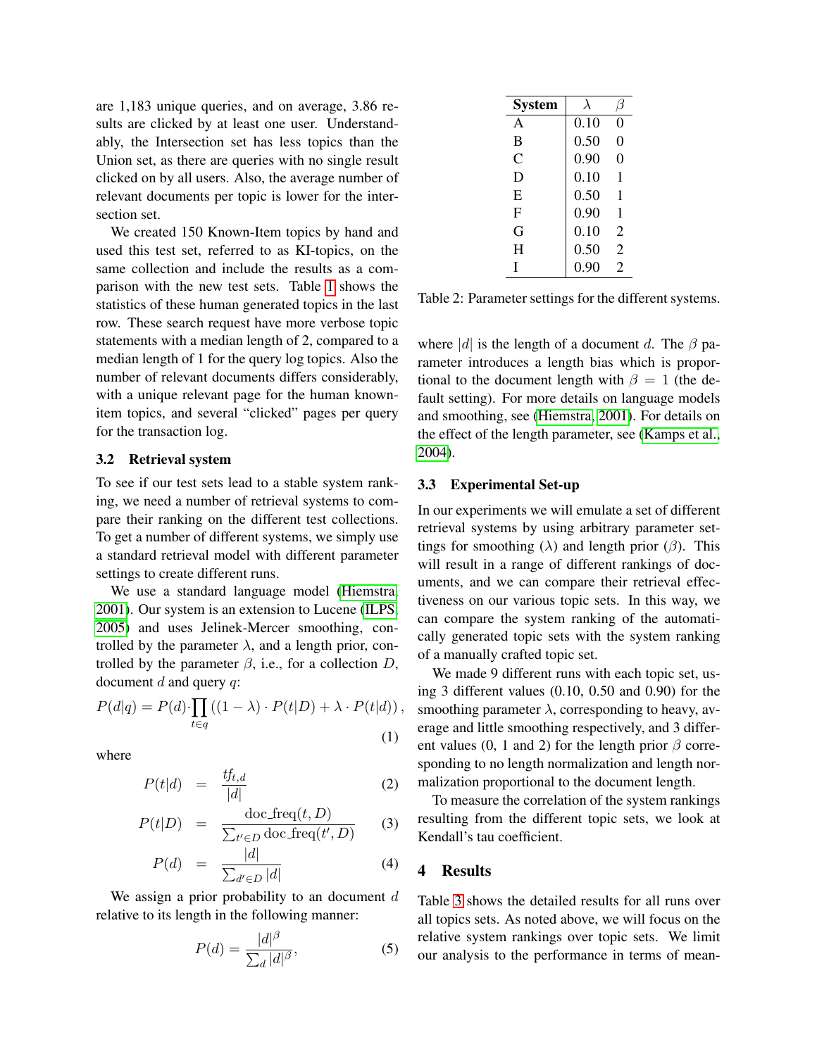are 1,183 unique queries, and on average, 3.86 results are clicked by at least one user. Understandably, the Intersection set has less topics than the Union set, as there are queries with no single result clicked on by all users. Also, the average number of relevant documents per topic is lower for the intersection set.

We created 150 Known-Item topics by hand and used this test set, referred to as KI-topics, on the same collection and include the results as a comparison with the new test sets. Table 1 shows the statistics of these human generated topics in the last row. These search request have more verbose topic statements with a median length of 2, compared to a median length of 1 for the query log topics. Also the number of relevant documents differs considerably, with a unique relevant page for the human known-item topics, and several "clicked" pages per query for the transaction log.

### 3.2 Retrieval system

To see if our test sets lead to a stable system ranking, we need a number of retrieval systems to compare their ranking on the different test collections. To get a number of different systems, we simply use a standard retrieval model with different parameter settings to create different runs.

We use a standard language model (Hiemstra, 2001). Our system is an extension to Lucene (ILPS, 2005) and uses Jelinek-Mercer smoothing, controlled by the parameter $\lambda$, and a length prior, controlled by the parameter $\beta$, i.e., for a collection $D$, document $d$ and query $q$:

$$P(d|q) = P(d) \cdot \prod_{t \in q} \left( (1 - \lambda) \cdot P(t|D) + \lambda \cdot P(t|d) \right), \tag{1}$$

where

$$P(t|d) = \frac{tf_{t,d}}{|d|} \tag{2}$$

$$P(t|D) = \frac{\text{doc\_freq}(t, D)}{\sum_{t' \in D} \text{doc\_freq}(t', D)} \tag{3}$$

$$P(d) = \frac{|d|}{\sum_{d' \in D} |d|} \tag{4}$$

We assign a prior probability to an document $d$ relative to its length in the following manner:

$$P(d) = \frac{|d|^{\beta}}{\sum_{d} |d|^{\beta}}, \tag{5}$$

| System | $\lambda$ | $\beta$ |
|---|---|---|
| A | 0.10 | 0 |
| B | 0.50 | 0 |
| C | 0.90 | 0 |
| D | 0.10 | 1 |
| E | 0.50 | 1 |
| F | 0.90 | 1 |
| G | 0.10 | 2 |
| H | 0.50 | 2 |
| I | 0.90 | 2 |

Table 2: Parameter settings for the different systems.

where $|d|$ is the length of a document $d$. The $\beta$ parameter introduces a length bias which is proportional to the document length with $\beta = 1$ (the default setting). For more details on language models and smoothing, see (Hiemstra, 2001). For details on the effect of the length parameter, see (Kamps et al., 2004).

### 3.3 Experimental Set-up

In our experiments we will emulate a set of different retrieval systems by using arbitrary parameter settings for smoothing ($\lambda$) and length prior ($\beta$). This will result in a range of different rankings of documents, and we can compare their retrieval effectiveness on our various topic sets. In this way, we can compare the system ranking of the automatically generated topic sets with the system ranking of a manually crafted topic set.

We made 9 different runs with each topic set, using 3 different values (0.10, 0.50 and 0.90) for the smoothing parameter $\lambda$, corresponding to heavy, average and little smoothing respectively, and 3 different values (0, 1 and 2) for the length prior $\beta$ corresponding to no length normalization and length normalization proportional to the document length.

To measure the correlation of the system rankings resulting from the different topic sets, we look at Kendall's tau coefficient.

## 4 Results

Table 3 shows the detailed results for all runs over all topics sets. As noted above, we will focus on the relative system rankings over topic sets. We limit our analysis to the performance in terms of mean-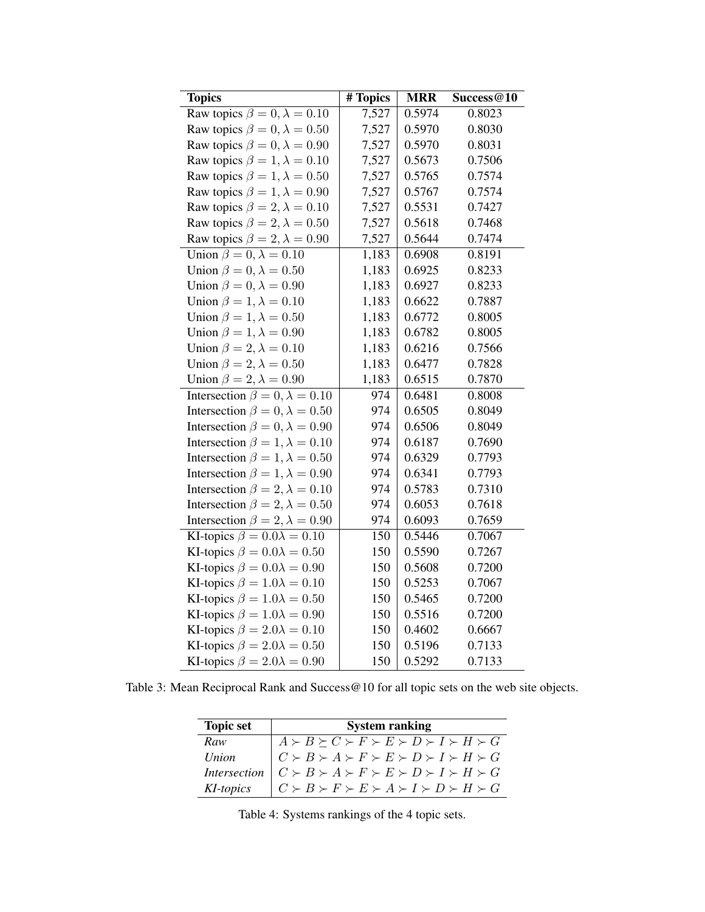| Topics | # Topics | MRR | Success@10 |
|---|---|---|---|
| Raw topics $\beta = 0, \lambda = 0.10$ | 7,527 | 0.5974 | 0.8023 |
| Raw topics $\beta = 0, \lambda = 0.50$ | 7,527 | 0.5970 | 0.8030 |
| Raw topics $\beta = 0, \lambda = 0.90$ | 7,527 | 0.5970 | 0.8031 |
| Raw topics $\beta = 1, \lambda = 0.10$ | 7,527 | 0.5673 | 0.7506 |
| Raw topics $\beta = 1, \lambda = 0.50$ | 7,527 | 0.5765 | 0.7574 |
| Raw topics $\beta = 1, \lambda = 0.90$ | 7,527 | 0.5767 | 0.7574 |
| Raw topics $\beta = 2, \lambda = 0.10$ | 7,527 | 0.5531 | 0.7427 |
| Raw topics $\beta = 2, \lambda = 0.50$ | 7,527 | 0.5618 | 0.7468 |
| Raw topics $\beta = 2, \lambda = 0.90$ | 7,527 | 0.5644 | 0.7474 |
| Union $\beta = 0, \lambda = 0.10$ | 1,183 | 0.6908 | 0.8191 |
| Union $\beta = 0, \lambda = 0.50$ | 1,183 | 0.6925 | 0.8233 |
| Union $\beta = 0, \lambda = 0.90$ | 1,183 | 0.6927 | 0.8233 |
| Union $\beta = 1, \lambda = 0.10$ | 1,183 | 0.6622 | 0.7887 |
| Union $\beta = 1, \lambda = 0.50$ | 1,183 | 0.6772 | 0.8005 |
| Union $\beta = 1, \lambda = 0.90$ | 1,183 | 0.6782 | 0.8005 |
| Union $\beta = 2, \lambda = 0.10$ | 1,183 | 0.6216 | 0.7566 |
| Union $\beta = 2, \lambda = 0.50$ | 1,183 | 0.6477 | 0.7828 |
| Union $\beta = 2, \lambda = 0.90$ | 1,183 | 0.6515 | 0.7870 |
| Intersection $\beta = 0, \lambda = 0.10$ | 974 | 0.6481 | 0.8008 |
| Intersection $\beta = 0, \lambda = 0.50$ | 974 | 0.6505 | 0.8049 |
| Intersection $\beta = 0, \lambda = 0.90$ | 974 | 0.6506 | 0.8049 |
| Intersection $\beta = 1, \lambda = 0.10$ | 974 | 0.6187 | 0.7690 |
| Intersection $\beta = 1, \lambda = 0.50$ | 974 | 0.6329 | 0.7793 |
| Intersection $\beta = 1, \lambda = 0.90$ | 974 | 0.6341 | 0.7793 |
| Intersection $\beta = 2, \lambda = 0.10$ | 974 | 0.5783 | 0.7310 |
| Intersection $\beta = 2, \lambda = 0.50$ | 974 | 0.6053 | 0.7618 |
| Intersection $\beta = 2, \lambda = 0.90$ | 974 | 0.6093 | 0.7659 |
| KI-topics $\beta = 0.0 \lambda = 0.10$ | 150 | 0.5446 | 0.7067 |
| KI-topics $\beta = 0.0 \lambda = 0.50$ | 150 | 0.5590 | 0.7267 |
| KI-topics $\beta = 0.0 \lambda = 0.90$ | 150 | 0.5608 | 0.7200 |
| KI-topics $\beta = 1.0 \lambda = 0.10$ | 150 | 0.5253 | 0.7067 |
| KI-topics $\beta = 1.0 \lambda = 0.50$ | 150 | 0.5465 | 0.7200 |
| KI-topics $\beta = 1.0 \lambda = 0.90$ | 150 | 0.5516 | 0.7200 |
| KI-topics $\beta = 2.0 \lambda = 0.10$ | 150 | 0.4602 | 0.6667 |
| KI-topics $\beta = 2.0 \lambda = 0.50$ | 150 | 0.5196 | 0.7133 |
| KI-topics $\beta = 2.0 \lambda = 0.90$ | 150 | 0.5292 | 0.7133 |

Table 3: Mean Reciprocal Rank and Success@10 for all topic sets on the web site objects.

| Topic set | System ranking |
|---|---|
| *Raw* | $A \succ B \succeq C \succ F \succ E \succ D \succ I \succ H \succ G$ |
| *Union* | $C \succ B \succ A \succ F \succ E \succ D \succ I \succ H \succ G$ |
| *Intersection* | $C \succ B \succ A \succ F \succ E \succ D \succ I \succ H \succ G$ |
| *KI-topics* | $C \succ B \succ F \succ E \succ A \succ I \succ D \succ H \succ G$ |

Table 4: Systems rankings of the 4 topic sets.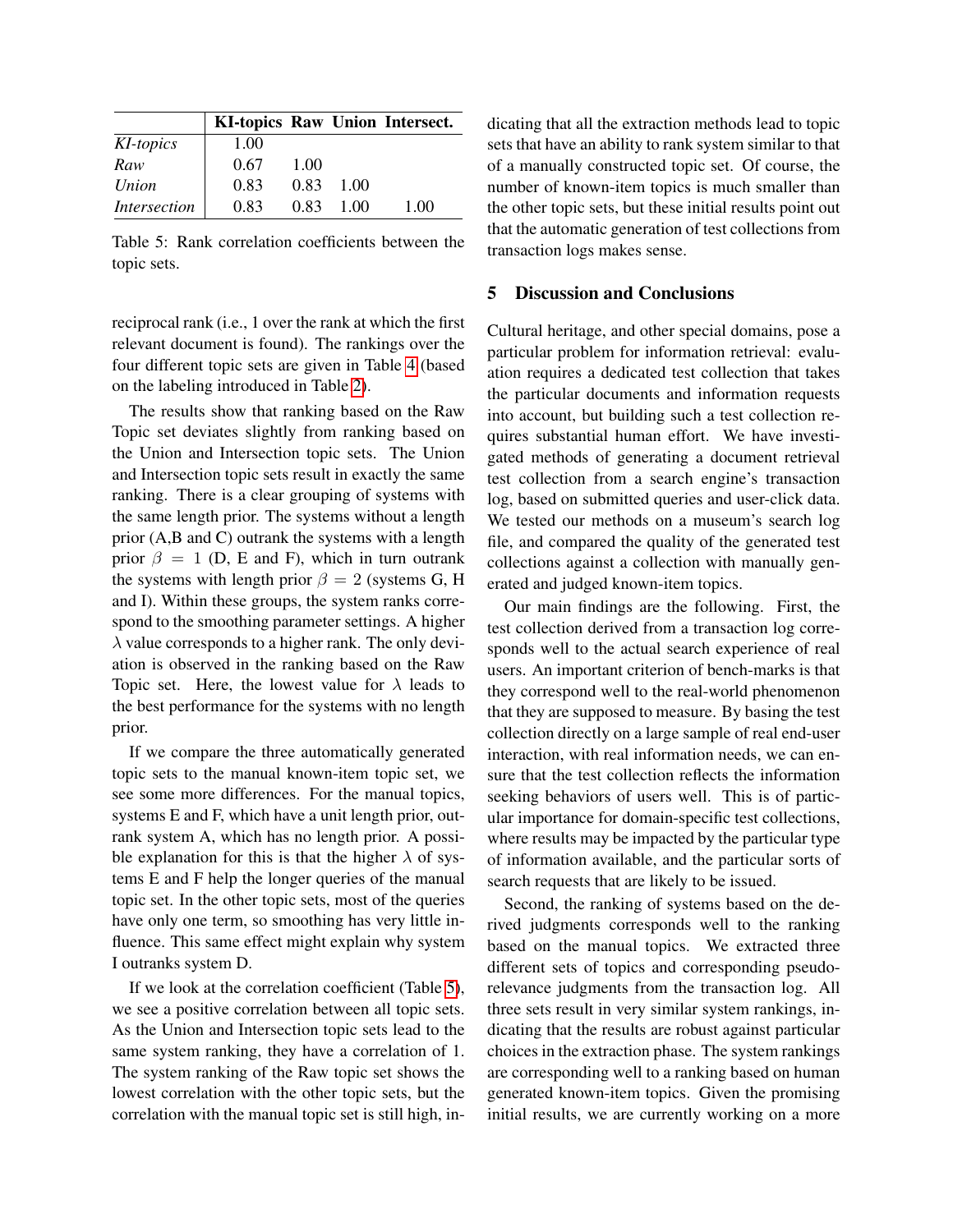| | **KI-topics** | **Raw** | **Union** | **Intersect.** |
|---|---|---|---|---|
| *KI-topics* | 1.00 | | | |
| *Raw* | 0.67 | 1.00 | | |
| *Union* | 0.83 | 0.83 | 1.00 | |
| *Intersection* | 0.83 | 0.83 | 1.00 | 1.00 |

Table 5: Rank correlation coefficients between the topic sets.

reciprocal rank (i.e., 1 over the rank at which the first relevant document is found). The rankings over the four different topic sets are given in Table 4 (based on the labeling introduced in Table 2).

The results show that ranking based on the Raw Topic set deviates slightly from ranking based on the Union and Intersection topic sets. The Union and Intersection topic sets result in exactly the same ranking. There is a clear grouping of systems with the same length prior. The systems without a length prior (A,B and C) outrank the systems with a length prior $\beta = 1$ (D, E and F), which in turn outrank the systems with length prior $\beta = 2$ (systems G, H and I). Within these groups, the system ranks correspond to the smoothing parameter settings. A higher $\lambda$ value corresponds to a higher rank. The only deviation is observed in the ranking based on the Raw Topic set. Here, the lowest value for $\lambda$ leads to the best performance for the systems with no length prior.

If we compare the three automatically generated topic sets to the manual known-item topic set, we see some more differences. For the manual topics, systems E and F, which have a unit length prior, outrank system A, which has no length prior. A possible explanation for this is that the higher $\lambda$ of systems E and F help the longer queries of the manual topic set. In the other topic sets, most of the queries have only one term, so smoothing has very little influence. This same effect might explain why system I outranks system D.

If we look at the correlation coefficient (Table 5), we see a positive correlation between all topic sets. As the Union and Intersection topic sets lead to the same system ranking, they have a correlation of 1. The system ranking of the Raw topic set shows the lowest correlation with the other topic sets, but the correlation with the manual topic set is still high, indicating that all the extraction methods lead to topic sets that have an ability to rank system similar to that of a manually constructed topic set. Of course, the number of known-item topics is much smaller than the other topic sets, but these initial results point out that the automatic generation of test collections from transaction logs makes sense.

## 5 Discussion and Conclusions

Cultural heritage, and other special domains, pose a particular problem for information retrieval: evaluation requires a dedicated test collection that takes the particular documents and information requests into account, but building such a test collection requires substantial human effort. We have investigated methods of generating a document retrieval test collection from a search engine's transaction log, based on submitted queries and user-click data. We tested our methods on a museum's search log file, and compared the quality of the generated test collections against a collection with manually generated and judged known-item topics.

Our main findings are the following. First, the test collection derived from a transaction log corresponds well to the actual search experience of real users. An important criterion of bench-marks is that they correspond well to the real-world phenomenon that they are supposed to measure. By basing the test collection directly on a large sample of real end-user interaction, with real information needs, we can ensure that the test collection reflects the information seeking behaviors of users well. This is of particular importance for domain-specific test collections, where results may be impacted by the particular type of information available, and the particular sorts of search requests that are likely to be issued.

Second, the ranking of systems based on the derived judgments corresponds well to the ranking based on the manual topics. We extracted three different sets of topics and corresponding pseudo-relevance judgments from the transaction log. All three sets result in very similar system rankings, indicating that the results are robust against particular choices in the extraction phase. The system rankings are corresponding well to a ranking based on human generated known-item topics. Given the promising initial results, we are currently working on a more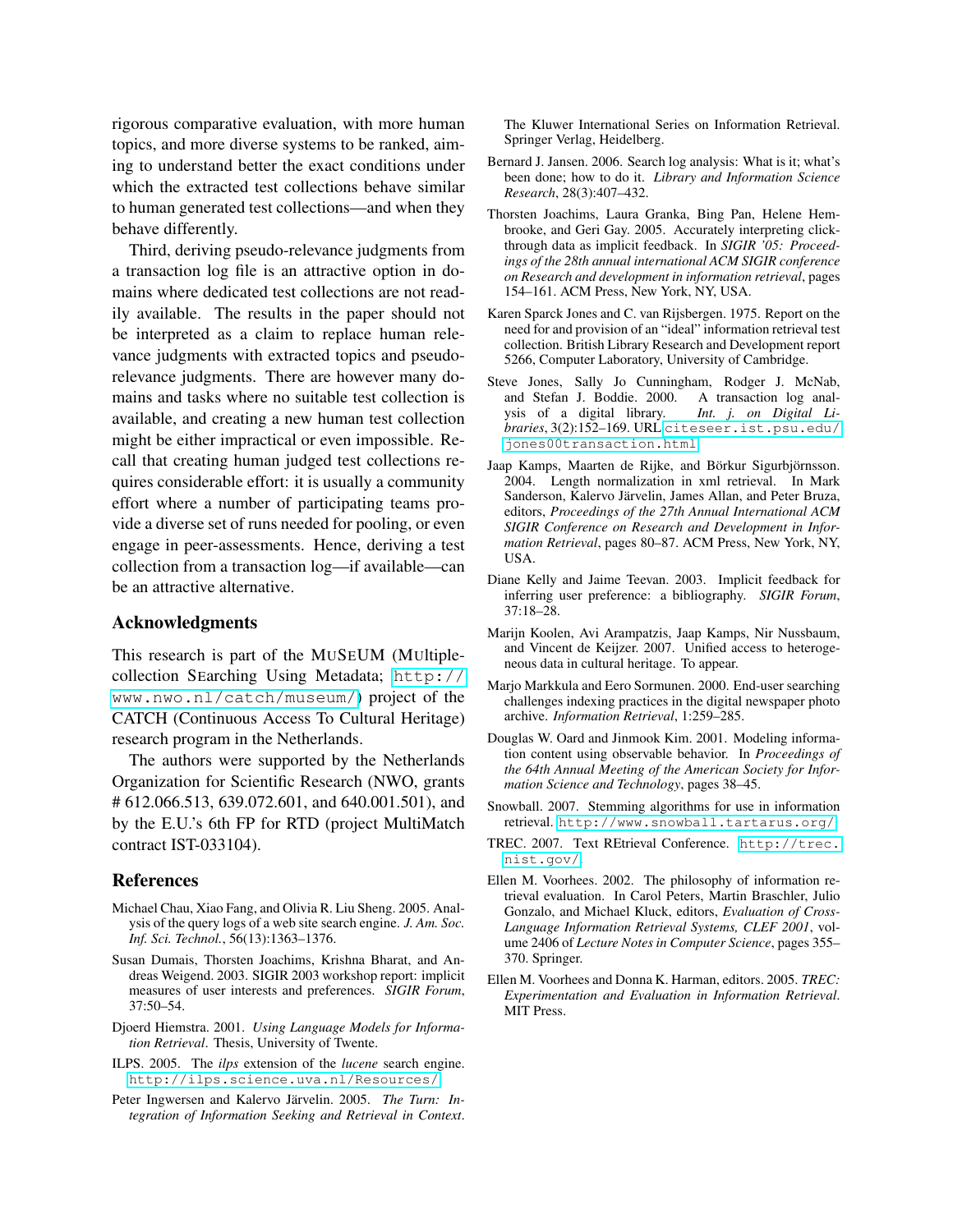rigorous comparative evaluation, with more human topics, and more diverse systems to be ranked, aiming to understand better the exact conditions under which the extracted test collections behave similar to human generated test collections—and when they behave differently.

Third, deriving pseudo-relevance judgments from a transaction log file is an attractive option in domains where dedicated test collections are not readily available. The results in the paper should not be interpreted as a claim to replace human relevance judgments with extracted topics and pseudo-relevance judgments. There are however many domains and tasks where no suitable test collection is available, and creating a new human test collection might be either impractical or even impossible. Recall that creating human judged test collections requires considerable effort: it is usually a community effort where a number of participating teams provide a diverse set of runs needed for pooling, or even engage in peer-assessments. Hence, deriving a test collection from a transaction log—if available—can be an attractive alternative.

## Acknowledgments

This research is part of the MUSEUM (MUltiple-collection SEarching Using Metadata; http://www.nwo.nl/catch/museum/) project of the CATCH (Continuous Access To Cultural Heritage) research program in the Netherlands.

The authors were supported by the Netherlands Organization for Scientific Research (NWO, grants # 612.066.513, 639.072.601, and 640.001.501), and by the E.U.'s 6th FP for RTD (project MultiMatch contract IST-033104).

## References

Michael Chau, Xiao Fang, and Olivia R. Liu Sheng. 2005. Analysis of the query logs of a web site search engine. *J. Am. Soc. Inf. Sci. Technol.*, 56(13):1363–1376.

Susan Dumais, Thorsten Joachims, Krishna Bharat, and Andreas Weigend. 2003. SIGIR 2003 workshop report: implicit measures of user interests and preferences. *SIGIR Forum*, 37:50–54.

Djoerd Hiemstra. 2001. *Using Language Models for Information Retrieval*. Thesis, University of Twente.

ILPS. 2005. The *ilps* extension of the *lucene* search engine. http://ilps.science.uva.nl/Resources/.

Peter Ingwersen and Kalervo Järvelin. 2005. *The Turn: Integration of Information Seeking and Retrieval in Context*. The Kluwer International Series on Information Retrieval. Springer Verlag, Heidelberg.

Bernard J. Jansen. 2006. Search log analysis: What is it; what's been done; how to do it. *Library and Information Science Research*, 28(3):407–432.

Thorsten Joachims, Laura Granka, Bing Pan, Helene Hembrooke, and Geri Gay. 2005. Accurately interpreting clickthrough data as implicit feedback. In *SIGIR '05: Proceedings of the 28th annual international ACM SIGIR conference on Research and development in information retrieval*, pages 154–161. ACM Press, New York, NY, USA.

Karen Sparck Jones and C. van Rijsbergen. 1975. Report on the need for and provision of an "ideal" information retrieval test collection. British Library Research and Development report 5266, Computer Laboratory, University of Cambridge.

Steve Jones, Sally Jo Cunningham, Rodger J. McNab, and Stefan J. Boddie. 2000. A transaction log analysis of a digital library. *Int. j. on Digital Libraries*, 3(2):152–169. URL citeseer.ist.psu.edu/jones00transaction.html.

Jaap Kamps, Maarten de Rijke, and Börkur Sigurbjörnsson. 2004. Length normalization in xml retrieval. In Mark Sanderson, Kalervo Järvelin, James Allan, and Peter Bruza, editors, *Proceedings of the 27th Annual International ACM SIGIR Conference on Research and Development in Information Retrieval*, pages 80–87. ACM Press, New York, NY, USA.

Diane Kelly and Jaime Teevan. 2003. Implicit feedback for inferring user preference: a bibliography. *SIGIR Forum*, 37:18–28.

Marijn Koolen, Avi Arampatzis, Jaap Kamps, Nir Nussbaum, and Vincent de Keijzer. 2007. Unified access to heterogeneous data in cultural heritage. To appear.

Marjo Markkula and Eero Sormunen. 2000. End-user searching challenges indexing practices in the digital newspaper photo archive. *Information Retrieval*, 1:259–285.

Douglas W. Oard and Jinmook Kim. 2001. Modeling information content using observable behavior. In *Proceedings of the 64th Annual Meeting of the American Society for Information Science and Technology*, pages 38–45.

Snowball. 2007. Stemming algorithms for use in information retrieval. http://www.snowball.tartarus.org/.

TREC. 2007. Text REtrieval Conference. http://trec.nist.gov/.

Ellen M. Voorhees. 2002. The philosophy of information retrieval evaluation. In Carol Peters, Martin Braschler, Julio Gonzalo, and Michael Kluck, editors, *Evaluation of Cross-Language Information Retrieval Systems, CLEF 2001*, volume 2406 of *Lecture Notes in Computer Science*, pages 355–370. Springer.

Ellen M. Voorhees and Donna K. Harman, editors. 2005. *TREC: Experimentation and Evaluation in Information Retrieval*. MIT Press.